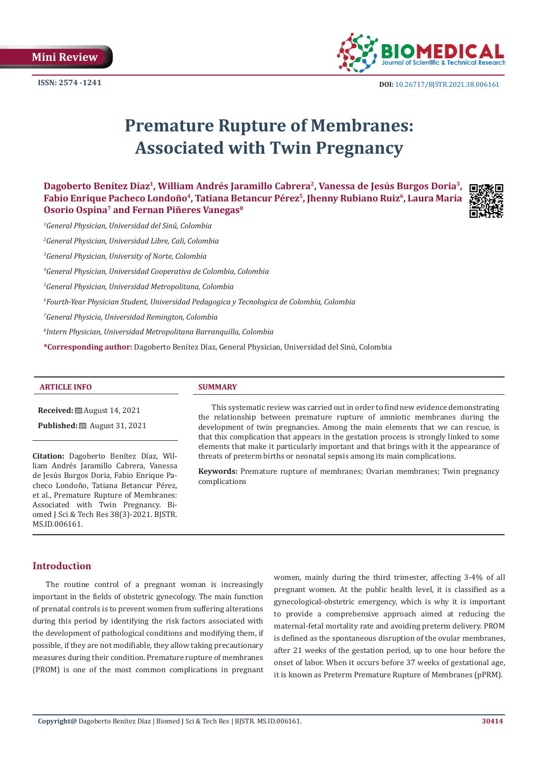Mini Review

ISSN: 2574 -1241

DOI: 10.26717/BJSTR.2021.38.006161

# Premature Rupture of Membranes: Associated with Twin Pregnancy

**Dagoberto Benítez Díaz[1], William Andrés Jaramillo Cabrera[2], Vanessa de Jesús Burgos Doria[3], Fabio Enrique Pacheco Londoño[4], Tatiana Betancur Pérez[5], Jhenny Rubiano Ruiz[6], Laura Maria Osorio Ospina[7] and Fernan Piñeres Vanegas[8]**

*[1]General Physician, Universidad del Sinú, Colombia*

*[2]General Physician, Universidad Libre, Cali, Colombia*

*[3]General Physician, University of Norte, Colombia*

*[4]General Physician, Universidad Cooperativa de Colombia, Colombia*

*[5]General Physician, Universidad Metropolitana, Colombia*

*[6]Fourth-Year Physician Student, Universidad Pedagogica y Tecnologica de Colombia, Colombia*

*[7]General Physicia, Universidad Remington, Colombia*

*[8]Intern Physician, Universidad Metropolitana Barranquilla, Colombia*

**\*Corresponding author:** Dagoberto Benítez Díaz, General Physician, Universidad del Sinú, Colombia

**ARTICLE INFO**

**Received:** August 14, 2021

**Published:** August 31, 2021

**Citation:** Dagoberto Benítez Díaz, William Andrés Jaramillo Cabrera, Vanessa de Jesús Burgos Doria, Fabio Enrique Pacheco Londoño, Tatiana Betancur Pérez, et al., Premature Rupture of Membranes: Associated with Twin Pregnancy. Biomed J Sci & Tech Res 38(3)-2021. BJSTR. MS.ID.006161.

**SUMMARY**

This systematic review was carried out in order to find new evidence demonstrating the relationship between premature rupture of amniotic membranes during the development of twin pregnancies. Among the main elements that we can rescue, is that this complication that appears in the gestation process is strongly linked to some elements that make it particularly important and that brings with it the appearance of threats of preterm births or neonatal sepsis among its main complications.

**Keywords:** Premature rupture of membranes; Ovarian membranes; Twin pregnancy complications

## Introduction

The routine control of a pregnant woman is increasingly important in the fields of obstetric gynecology. The main function of prenatal controls is to prevent women from suffering alterations during this period by identifying the risk factors associated with the development of pathological conditions and modifying them, if possible, if they are not modifiable, they allow taking precautionary measures during their condition. Premature rupture of membranes (PROM) is one of the most common complications in pregnant women, mainly during the third trimester, affecting 3-4% of all pregnant women. At the public health level, it is classified as a gynecological-obstetric emergency, which is why it is important to provide a comprehensive approach aimed at reducing the maternal-fetal mortality rate and avoiding preterm delivery. PROM is defined as the spontaneous disruption of the ovular membranes, after 21 weeks of the gestation period, up to one hour before the onset of labor. When it occurs before 37 weeks of gestational age, it is known as Preterm Premature Rupture of Membranes (pPRM).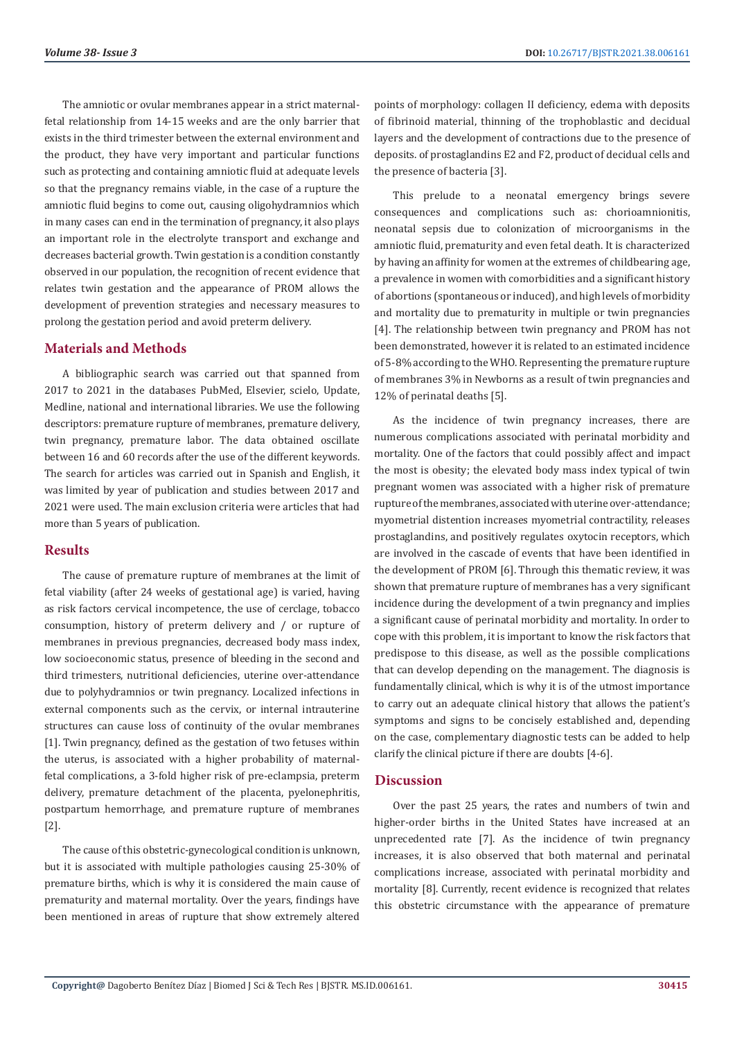The amniotic or ovular membranes appear in a strict maternal-fetal relationship from 14-15 weeks and are the only barrier that exists in the third trimester between the external environment and the product, they have very important and particular functions such as protecting and containing amniotic fluid at adequate levels so that the pregnancy remains viable, in the case of a rupture the amniotic fluid begins to come out, causing oligohydramnios which in many cases can end in the termination of pregnancy, it also plays an important role in the electrolyte transport and exchange and decreases bacterial growth. Twin gestation is a condition constantly observed in our population, the recognition of recent evidence that relates twin gestation and the appearance of PROM allows the development of prevention strategies and necessary measures to prolong the gestation period and avoid preterm delivery.

## Materials and Methods

A bibliographic search was carried out that spanned from 2017 to 2021 in the databases PubMed, Elsevier, scielo, Update, Medline, national and international libraries. We use the following descriptors: premature rupture of membranes, premature delivery, twin pregnancy, premature labor. The data obtained oscillate between 16 and 60 records after the use of the different keywords. The search for articles was carried out in Spanish and English, it was limited by year of publication and studies between 2017 and 2021 were used. The main exclusion criteria were articles that had more than 5 years of publication.

## Results

The cause of premature rupture of membranes at the limit of fetal viability (after 24 weeks of gestational age) is varied, having as risk factors cervical incompetence, the use of cerclage, tobacco consumption, history of preterm delivery and / or rupture of membranes in previous pregnancies, decreased body mass index, low socioeconomic status, presence of bleeding in the second and third trimesters, nutritional deficiencies, uterine over-attendance due to polyhydramnios or twin pregnancy. Localized infections in external components such as the cervix, or internal intrauterine structures can cause loss of continuity of the ovular membranes [1]. Twin pregnancy, defined as the gestation of two fetuses within the uterus, is associated with a higher probability of maternal-fetal complications, a 3-fold higher risk of pre-eclampsia, preterm delivery, premature detachment of the placenta, pyelonephritis, postpartum hemorrhage, and premature rupture of membranes [2].

The cause of this obstetric-gynecological condition is unknown, but it is associated with multiple pathologies causing 25-30% of premature births, which is why it is considered the main cause of prematurity and maternal mortality. Over the years, findings have been mentioned in areas of rupture that show extremely altered points of morphology: collagen II deficiency, edema with deposits of fibrinoid material, thinning of the trophoblastic and decidual layers and the development of contractions due to the presence of deposits. of prostaglandins E2 and F2, product of decidual cells and the presence of bacteria [3].

This prelude to a neonatal emergency brings severe consequences and complications such as: chorioamnionitis, neonatal sepsis due to colonization of microorganisms in the amniotic fluid, prematurity and even fetal death. It is characterized by having an affinity for women at the extremes of childbearing age, a prevalence in women with comorbidities and a significant history of abortions (spontaneous or induced), and high levels of morbidity and mortality due to prematurity in multiple or twin pregnancies [4]. The relationship between twin pregnancy and PROM has not been demonstrated, however it is related to an estimated incidence of 5-8% according to the WHO. Representing the premature rupture of membranes 3% in Newborns as a result of twin pregnancies and 12% of perinatal deaths [5].

As the incidence of twin pregnancy increases, there are numerous complications associated with perinatal morbidity and mortality. One of the factors that could possibly affect and impact the most is obesity; the elevated body mass index typical of twin pregnant women was associated with a higher risk of premature rupture of the membranes, associated with uterine over-attendance; myometrial distention increases myometrial contractility, releases prostaglandins, and positively regulates oxytocin receptors, which are involved in the cascade of events that have been identified in the development of PROM [6]. Through this thematic review, it was shown that premature rupture of membranes has a very significant incidence during the development of a twin pregnancy and implies a significant cause of perinatal morbidity and mortality. In order to cope with this problem, it is important to know the risk factors that predispose to this disease, as well as the possible complications that can develop depending on the management. The diagnosis is fundamentally clinical, which is why it is of the utmost importance to carry out an adequate clinical history that allows the patient's symptoms and signs to be concisely established and, depending on the case, complementary diagnostic tests can be added to help clarify the clinical picture if there are doubts [4-6].

## Discussion

Over the past 25 years, the rates and numbers of twin and higher-order births in the United States have increased at an unprecedented rate [7]. As the incidence of twin pregnancy increases, it is also observed that both maternal and perinatal complications increase, associated with perinatal morbidity and mortality [8]. Currently, recent evidence is recognized that relates this obstetric circumstance with the appearance of premature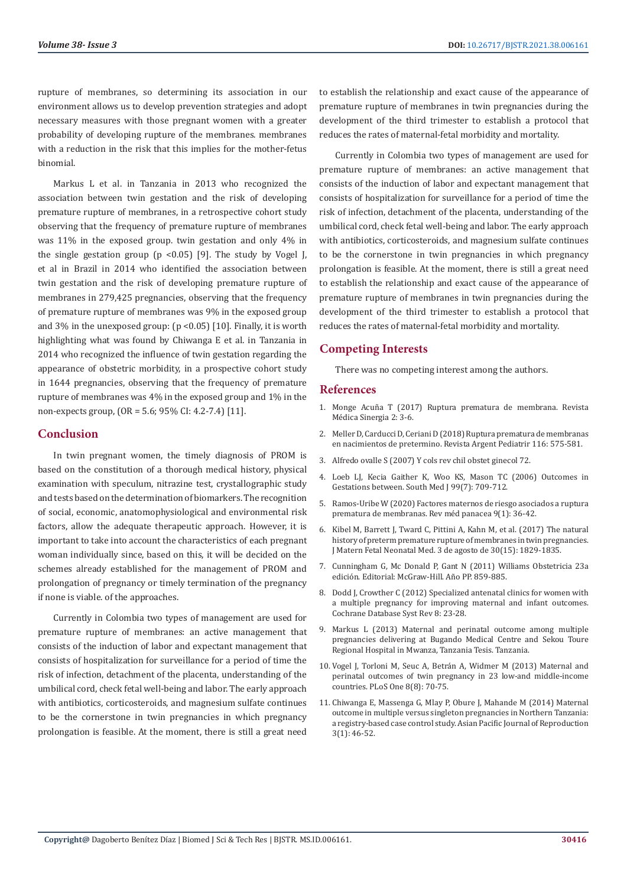rupture of membranes, so determining its association in our environment allows us to develop prevention strategies and adopt necessary measures with those pregnant women with a greater probability of developing rupture of the membranes. membranes with a reduction in the risk that this implies for the mother-fetus binomial.

Markus L et al. in Tanzania in 2013 who recognized the association between twin gestation and the risk of developing premature rupture of membranes, in a retrospective cohort study observing that the frequency of premature rupture of membranes was 11% in the exposed group. twin gestation and only 4% in the single gestation group ($p < 0.05$) [9]. The study by Vogel J, et al in Brazil in 2014 who identified the association between twin gestation and the risk of developing premature rupture of membranes in 279,425 pregnancies, observing that the frequency of premature rupture of membranes was 9% in the exposed group and 3% in the unexposed group: ($p < 0.05$) [10]. Finally, it is worth highlighting what was found by Chiwanga E et al. in Tanzania in 2014 who recognized the influence of twin gestation regarding the appearance of obstetric morbidity, in a prospective cohort study in 1644 pregnancies, observing that the frequency of premature rupture of membranes was 4% in the exposed group and 1% in the non-expects group, (OR = 5.6; 95% CI: 4.2-7.4) [11].

## Conclusion

In twin pregnant women, the timely diagnosis of PROM is based on the constitution of a thorough medical history, physical examination with speculum, nitrazine test, crystallographic study and tests based on the determination of biomarkers. The recognition of social, economic, anatomophysiological and environmental risk factors, allow the adequate therapeutic approach. However, it is important to take into account the characteristics of each pregnant woman individually since, based on this, it will be decided on the schemes already established for the management of PROM and prolongation of pregnancy or timely termination of the pregnancy if none is viable. of the approaches.

Currently in Colombia two types of management are used for premature rupture of membranes: an active management that consists of the induction of labor and expectant management that consists of hospitalization for surveillance for a period of time the risk of infection, detachment of the placenta, understanding of the umbilical cord, check fetal well-being and labor. The early approach with antibiotics, corticosteroids, and magnesium sulfate continues to be the cornerstone in twin pregnancies in which pregnancy prolongation is feasible. At the moment, there is still a great need to establish the relationship and exact cause of the appearance of premature rupture of membranes in twin pregnancies during the development of the third trimester to establish a protocol that reduces the rates of maternal-fetal morbidity and mortality.

Currently in Colombia two types of management are used for premature rupture of membranes: an active management that consists of the induction of labor and expectant management that consists of hospitalization for surveillance for a period of time the risk of infection, detachment of the placenta, understanding of the umbilical cord, check fetal well-being and labor. The early approach with antibiotics, corticosteroids, and magnesium sulfate continues to be the cornerstone in twin pregnancies in which pregnancy prolongation is feasible. At the moment, there is still a great need to establish the relationship and exact cause of the appearance of premature rupture of membranes in twin pregnancies during the development of the third trimester to establish a protocol that reduces the rates of maternal-fetal morbidity and mortality.

## Competing Interests

There was no competing interest among the authors.

## References

1. Monge Acuña T (2017) Ruptura prematura de membrana. Revista Médica Sinergia 2: 3-6.
2. Meller D, Carducci D, Ceriani D (2018) Ruptura prematura de membranas en nacimientos de pretermino. Revista Argent Pediatrir 116: 575-581.
3. Alfredo ovalle S (2007) Y cols rev chil obstet ginecol 72.
4. Loeb LJ, Kecia Gaither K, Woo KS, Mason TC (2006) Outcomes in Gestations between. South Med J 99(7): 709-712.
5. Ramos-Uribe W (2020) Factores maternos de riesgo asociados a ruptura prematura de membranas. Rev méd panacea 9(1): 36-42.
6. Kibel M, Barrett J, Tward C, Pittini A, Kahn M, et al. (2017) The natural history of preterm premature rupture of membranes in twin pregnancies. J Matern Fetal Neonatal Med. 3 de agosto de 30(15): 1829-1835.
7. Cunningham G, Mc Donald P, Gant N (2011) Williams Obstetricia 23a edición. Editorial: McGraw-Hill. Año PP. 859-885.
8. Dodd J, Crowther C (2012) Specialized antenatal clinics for women with a multiple pregnancy for improving maternal and infant outcomes. Cochrane Database Syst Rev 8: 23-28.
9. Markus L (2013) Maternal and perinatal outcome among multiple pregnancies delivering at Bugando Medical Centre and Sekou Toure Regional Hospital in Mwanza, Tanzania Tesis. Tanzania.
10. Vogel J, Torloni M, Seuc A, Betrán A, Widmer M (2013) Maternal and perinatal outcomes of twin pregnancy in 23 low-and middle-income countries. PLoS One 8(8): 70-75.
11. Chiwanga E, Massenga G, Mlay P, Obure J, Mahande M (2014) Maternal outcome in multiple versus singleton pregnancies in Northern Tanzania: a registry-based case control study. Asian Pacific Journal of Reproduction 3(1): 46-52.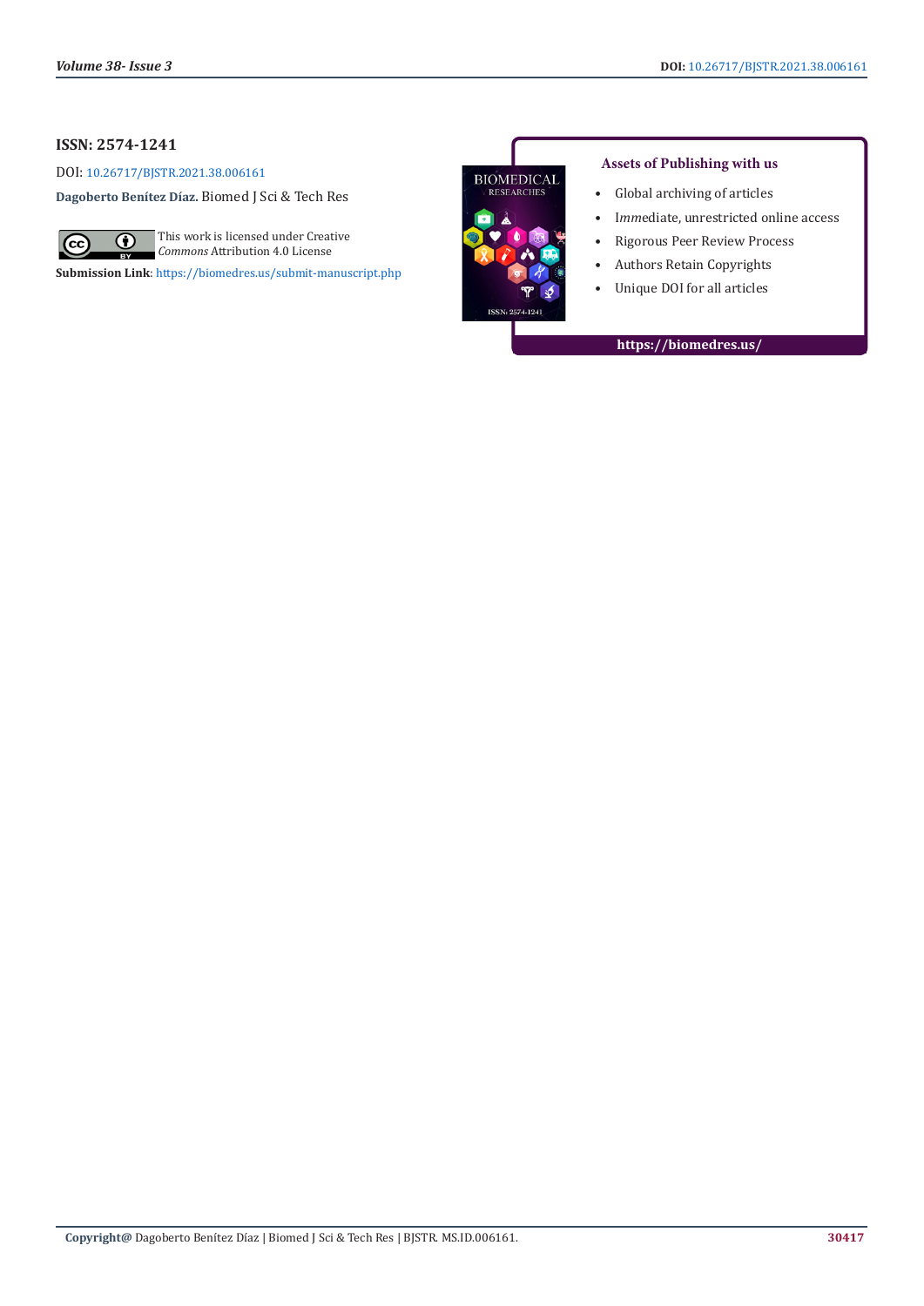**ISSN: 2574-1241**

DOI: 10.26717/BJSTR.2021.38.006161

**Dagoberto Benítez Díaz.** Biomed J Sci & Tech Res

This work is licensed under Creative *Commons* Attribution 4.0 License

**Submission Link**: https://biomedres.us/submit-manuscript.php

**Assets of Publishing with us**

- Global archiving of articles
- Immediate, unrestricted online access
- Rigorous Peer Review Process
- Authors Retain Copyrights
- Unique DOI for all articles

**https://biomedres.us/**